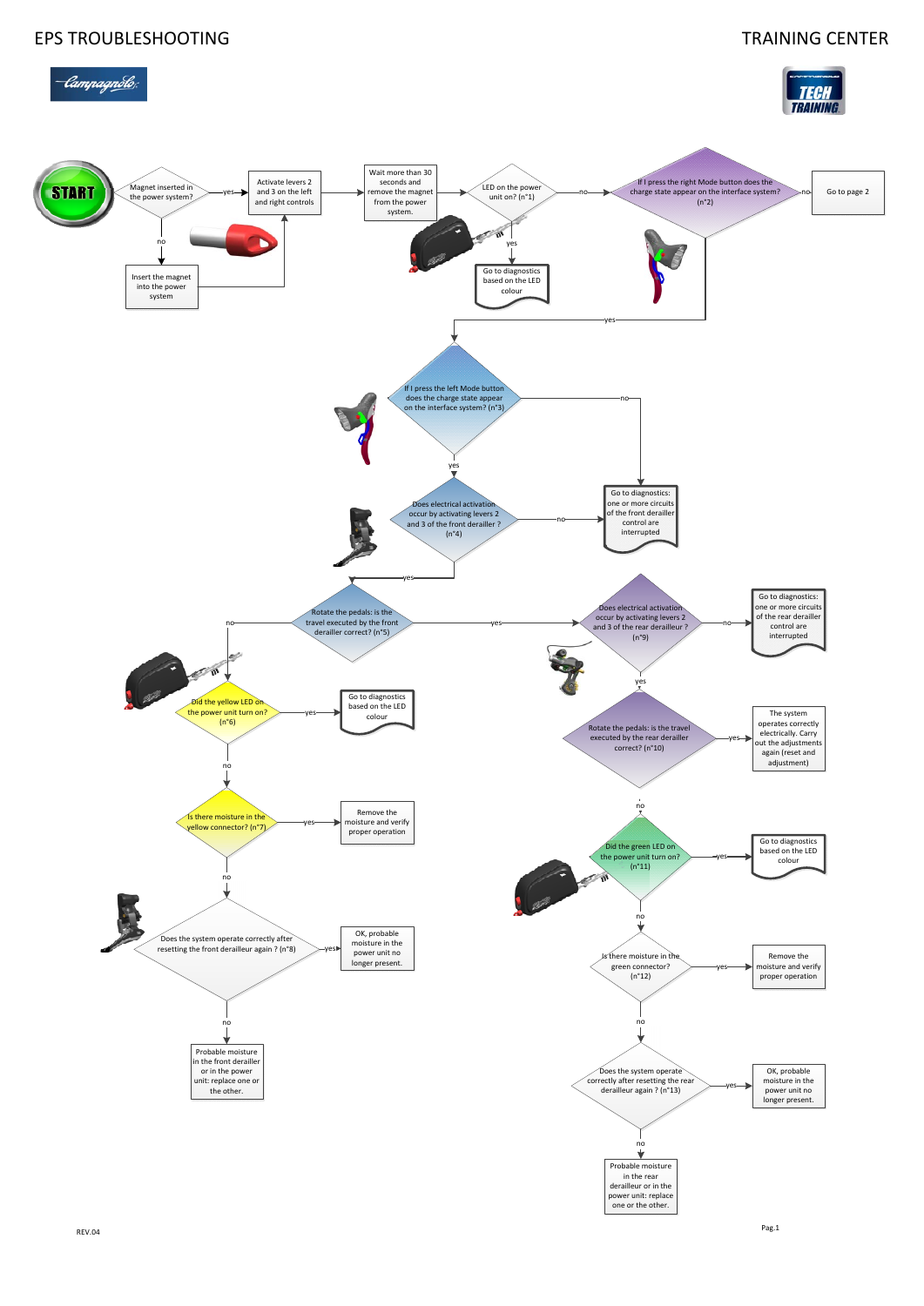# EPS TROUBLESHOOTING

# TRAINING CENTER

START

- Magnet inserted in the power system?
  - **no** → Insert the magnet into the power system → Activate levers 2 and 3 on the left and right controls
  - **yes** → Activate levers 2 and 3 on the left and right controls

Activate levers 2 and 3 on the left and right controls → Wait more than 30 seconds and remove the magnet from the power system.

- LED on the power unit on? (n°1)
  - **yes** → Go to diagnostics based on the LED colour
  - **no** → If I press the right Mode button does the charge state appear on the interface system? (n°2)
    - **no** → Go to page 2
    - **yes** → If I press the left Mode button does the charge state appear on the interface system? (n°3)
      - **no** → Go to diagnostics: one or more circuits of the front derailler control are interrupted
      - **yes** → Does electrical activation occur by activating levers 2 and 3 of the front derailler ? (n°4)
        - **no** → Go to diagnostics: one or more circuits of the front derailler control are interrupted
        - **yes** → Rotate the pedals: is the travel executed by the front derailler correct? (n°5)

Rotate the pedals: is the travel executed by the front derailler correct? (n°5)

- **no** → Did the yellow LED on the power unit turn on? (n°6)
  - **yes** → Go to diagnostics based on the LED colour
  - **no** → Is there moisture in the yellow connector? (n°7)
    - **yes** → Remove the moisture and verify proper operation
    - **no** → Does the system operate correctly after resetting the front derailleur again ? (n°8)
      - **yes** → OK, probable moisture in the power unit no longer present.
      - **no** → Probable moisture in the front derailler or in the power unit: replace one or the other.
- **yes** → Does electrical activation occur by activating levers 2 and 3 of the rear derailleur ? (n°9)
  - **no** → Go to diagnostics: one or more circuits of the rear derailler control are interrupted
  - **yes** → Rotate the pedals: is the travel executed by the rear derailler correct? (n°10)
    - **yes** → The system operates correctly electrically. Carry out the adjustments again (reset and adjustment)
    - **no** → Did the green LED on the power unit turn on? (n°11)
      - **yes** → Go to diagnostics based on the LED colour
      - **no** → Is there moisture in the green connector? (n°12)
        - **yes** → Remove the moisture and verify proper operation
        - **no** → Does the system operate correctly after resetting the rear derailleur again ? (n°13)
          - **yes** → OK, probable moisture in the power unit no longer present.
          - **no** → Probable moisture in the rear derailleur or in the power unit: replace one or the other.

REV.04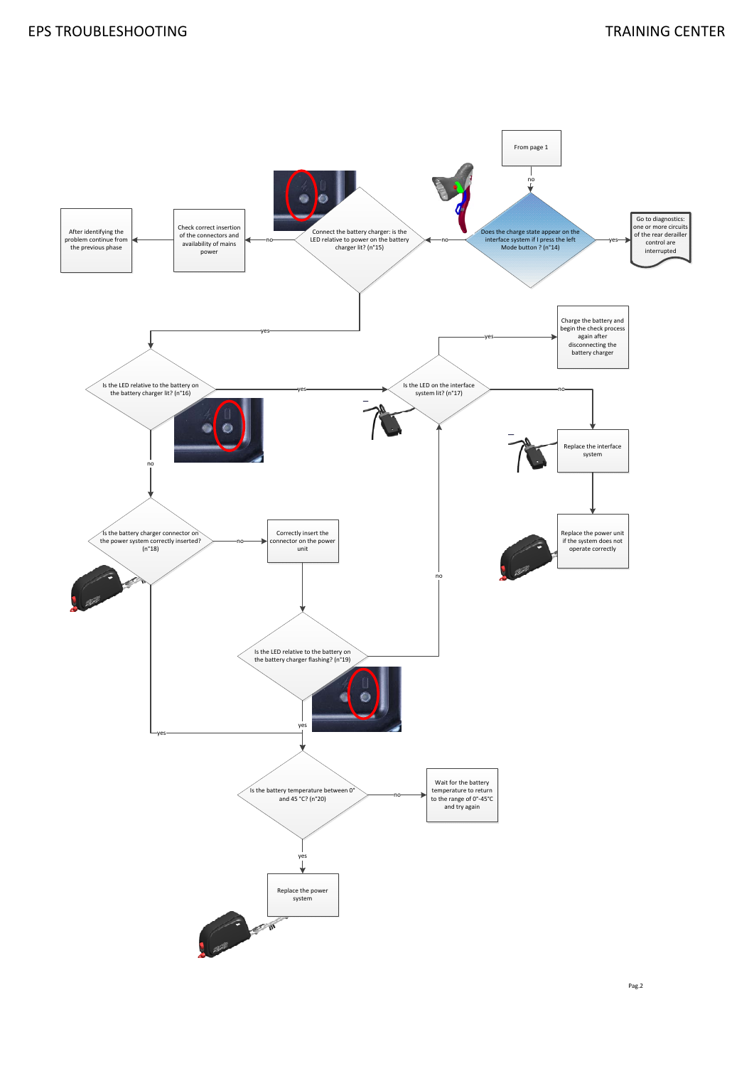From page 1

Does the charge state appear on the interface system if I press the left Mode button ? (n°14)

- yes → Go to diagnostics: one or more circuits of the rear derailler control are interrupted
- no → Connect the battery charger: is the LED relative to power on the battery charger lit? (n°15)

Connect the battery charger: is the LED relative to power on the battery charger lit? (n°15)

- no → Check correct insertion of the connectors and availability of mains power → After identifying the problem continue from the previous phase
- yes → Is the LED relative to the battery on the battery charger lit? (n°16)

Is the LED relative to the battery on the battery charger lit? (n°16)

- yes → Is the LED on the interface system lit? (n°17)
- no → Is the battery charger connector on the power system correctly inserted? (n°18)

Is the LED on the interface system lit? (n°17)

- yes → Charge the battery and begin the check process again after disconnecting the battery charger
- no → Replace the interface system → Replace the power unit if the system does not operate correctly

Is the battery charger connector on the power system correctly inserted? (n°18)

- no → Correctly insert the connector on the power unit → Is the LED relative to the battery on the battery charger flashing? (n°19)
- yes → Is the battery temperature between 0° and 45 °C? (n°20)

Is the LED relative to the battery on the battery charger flashing? (n°19)

- no → Is the LED on the interface system lit? (n°17)
- yes → Is the battery temperature between 0° and 45 °C? (n°20)

Is the battery temperature between 0° and 45 °C? (n°20)

- no → Wait for the battery temperature to return to the range of 0°-45°C and try again
- yes → Replace the power system